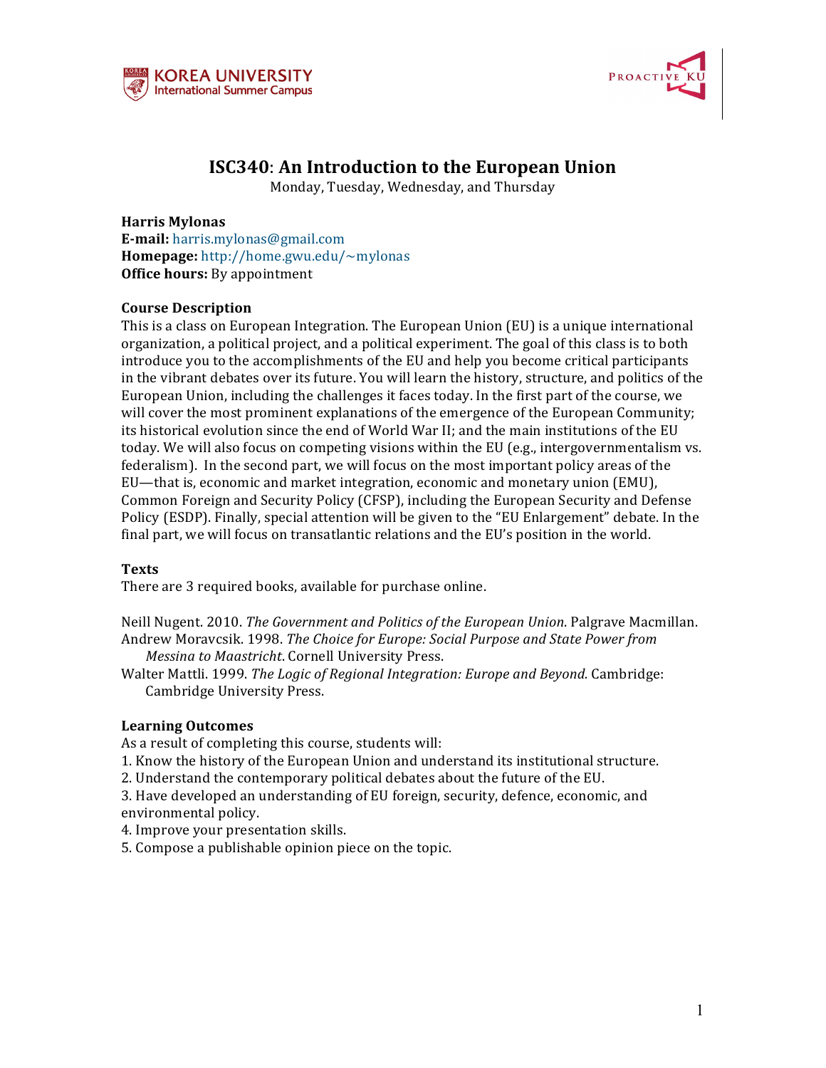# ISC340: An Introduction to the European Union

Monday, Tuesday, Wednesday, and Thursday

**Harris Mylonas**
**E-mail:** harris.mylonas@gmail.com
**Homepage:** http://home.gwu.edu/~mylonas
**Office hours:** By appointment

### Course Description

This is a class on European Integration. The European Union (EU) is a unique international organization, a political project, and a political experiment. The goal of this class is to both introduce you to the accomplishments of the EU and help you become critical participants in the vibrant debates over its future. You will learn the history, structure, and politics of the European Union, including the challenges it faces today. In the first part of the course, we will cover the most prominent explanations of the emergence of the European Community; its historical evolution since the end of World War II; and the main institutions of the EU today. We will also focus on competing visions within the EU (e.g., intergovernmentalism vs. federalism). In the second part, we will focus on the most important policy areas of the EU—that is, economic and market integration, economic and monetary union (EMU), Common Foreign and Security Policy (CFSP), including the European Security and Defense Policy (ESDP). Finally, special attention will be given to the "EU Enlargement" debate. In the final part, we will focus on transatlantic relations and the EU's position in the world.

### Texts

There are 3 required books, available for purchase online.

Neill Nugent. 2010. *The Government and Politics of the European Union*. Palgrave Macmillan.
Andrew Moravcsik. 1998. *The Choice for Europe: Social Purpose and State Power from Messina to Maastricht*. Cornell University Press.
Walter Mattli. 1999. *The Logic of Regional Integration: Europe and Beyond.* Cambridge: Cambridge University Press.

### Learning Outcomes

As a result of completing this course, students will:
1. Know the history of the European Union and understand its institutional structure.
2. Understand the contemporary political debates about the future of the EU.
3. Have developed an understanding of EU foreign, security, defence, economic, and environmental policy.
4. Improve your presentation skills.
5. Compose a publishable opinion piece on the topic.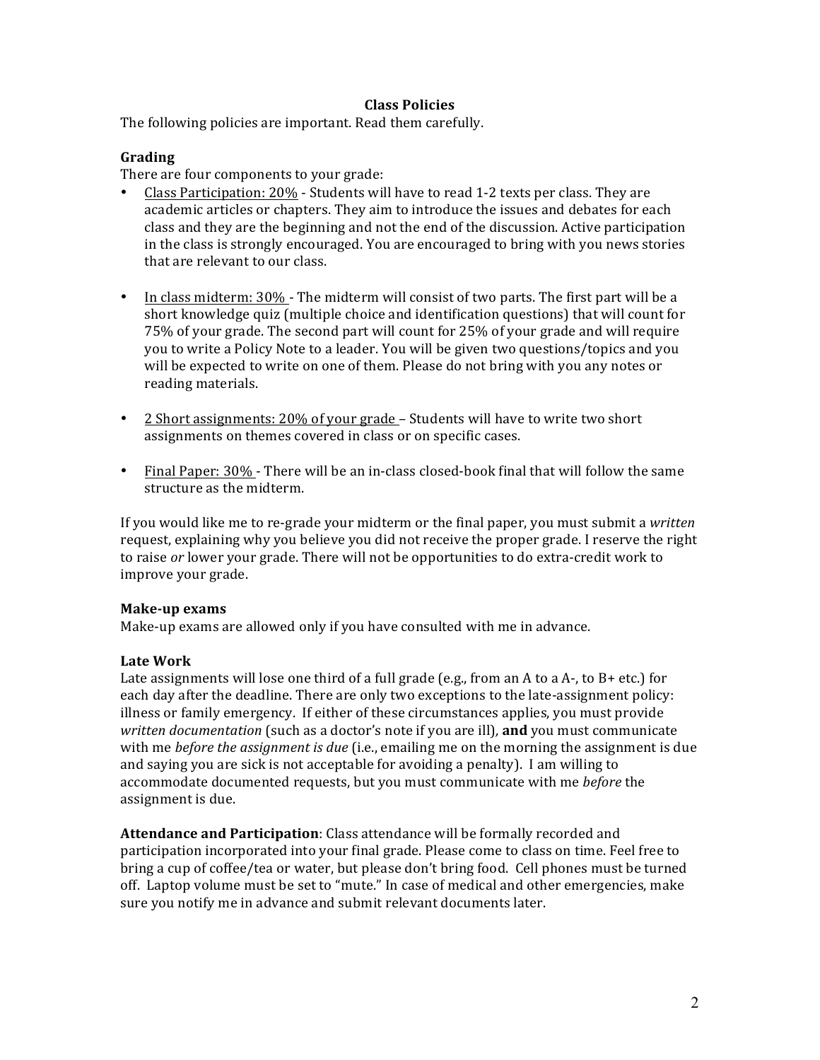## Class Policies

The following policies are important. Read them carefully.

### Grading

There are four components to your grade:

- Class Participation: 20% - Students will have to read 1-2 texts per class. They are academic articles or chapters. They aim to introduce the issues and debates for each class and they are the beginning and not the end of the discussion. Active participation in the class is strongly encouraged. You are encouraged to bring with you news stories that are relevant to our class.

- In class midterm: 30% - The midterm will consist of two parts. The first part will be a short knowledge quiz (multiple choice and identification questions) that will count for 75% of your grade. The second part will count for 25% of your grade and will require you to write a Policy Note to a leader. You will be given two questions/topics and you will be expected to write on one of them. Please do not bring with you any notes or reading materials.

- 2 Short assignments: 20% of your grade – Students will have to write two short assignments on themes covered in class or on specific cases.

- Final Paper: 30% - There will be an in-class closed-book final that will follow the same structure as the midterm.

If you would like me to re-grade your midterm or the final paper, you must submit a *written* request, explaining why you believe you did not receive the proper grade. I reserve the right to raise *or* lower your grade. There will not be opportunities to do extra-credit work to improve your grade.

### Make-up exams

Make-up exams are allowed only if you have consulted with me in advance.

### Late Work

Late assignments will lose one third of a full grade (e.g., from an A to a A-, to B+ etc.) for each day after the deadline. There are only two exceptions to the late-assignment policy: illness or family emergency. If either of these circumstances applies, you must provide *written documentation* (such as a doctor's note if you are ill), **and** you must communicate with me *before the assignment is due* (i.e., emailing me on the morning the assignment is due and saying you are sick is not acceptable for avoiding a penalty). I am willing to accommodate documented requests, but you must communicate with me *before* the assignment is due.

**Attendance and Participation**: Class attendance will be formally recorded and participation incorporated into your final grade. Please come to class on time. Feel free to bring a cup of coffee/tea or water, but please don't bring food. Cell phones must be turned off. Laptop volume must be set to "mute." In case of medical and other emergencies, make sure you notify me in advance and submit relevant documents later.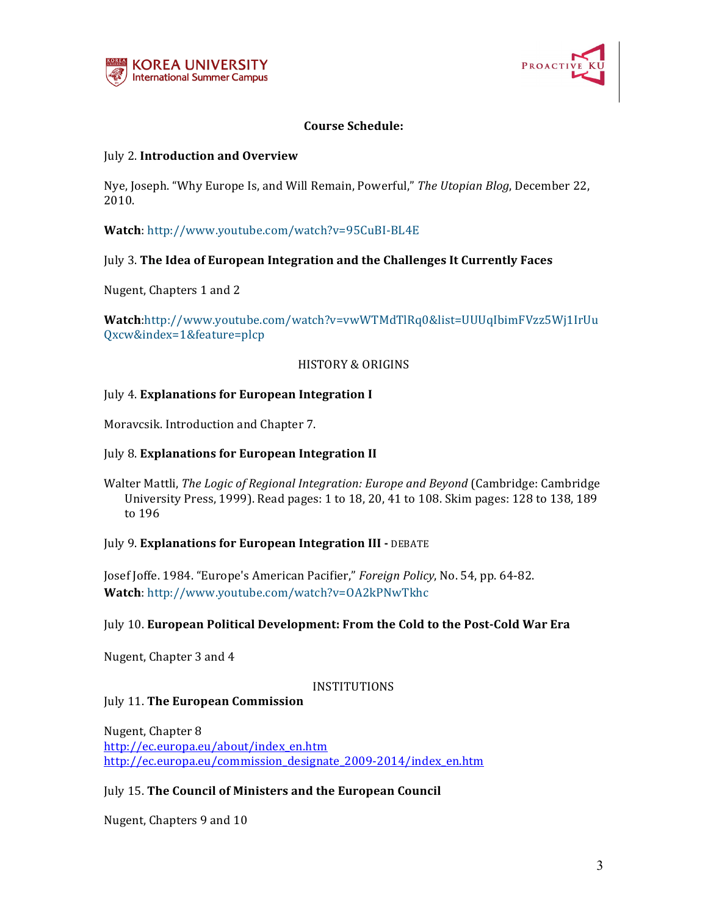## Course Schedule:

July 2. **Introduction and Overview**

Nye, Joseph. "Why Europe Is, and Will Remain, Powerful," *The Utopian Blog*, December 22, 2010.

**Watch**: http://www.youtube.com/watch?v=95CuBI-BL4E

July 3. **The Idea of European Integration and the Challenges It Currently Faces**

Nugent, Chapters 1 and 2

**Watch**:http://www.youtube.com/watch?v=vwWTMdTlRq0&list=UUUqIbimFVzz5Wj1IrUuQxcw&index=1&feature=plcp

HISTORY & ORIGINS

July 4. **Explanations for European Integration I**

Moravcsik. Introduction and Chapter 7.

July 8. **Explanations for European Integration II**

Walter Mattli, *The Logic of Regional Integration: Europe and Beyond* (Cambridge: Cambridge University Press, 1999). Read pages: 1 to 18, 20, 41 to 108. Skim pages: 128 to 138, 189 to 196

July 9. **Explanations for European Integration III -** DEBATE

Josef Joffe. 1984. "Europe's American Pacifier," *Foreign Policy*, No. 54, pp. 64-82.
**Watch**: http://www.youtube.com/watch?v=OA2kPNwTkhc

July 10. **European Political Development: From the Cold to the Post-Cold War Era**

Nugent, Chapter 3 and 4

INSTITUTIONS

July 11. **The European Commission**

Nugent, Chapter 8
http://ec.europa.eu/about/index_en.htm
http://ec.europa.eu/commission_designate_2009-2014/index_en.htm

July 15. **The Council of Ministers and the European Council**

Nugent, Chapters 9 and 10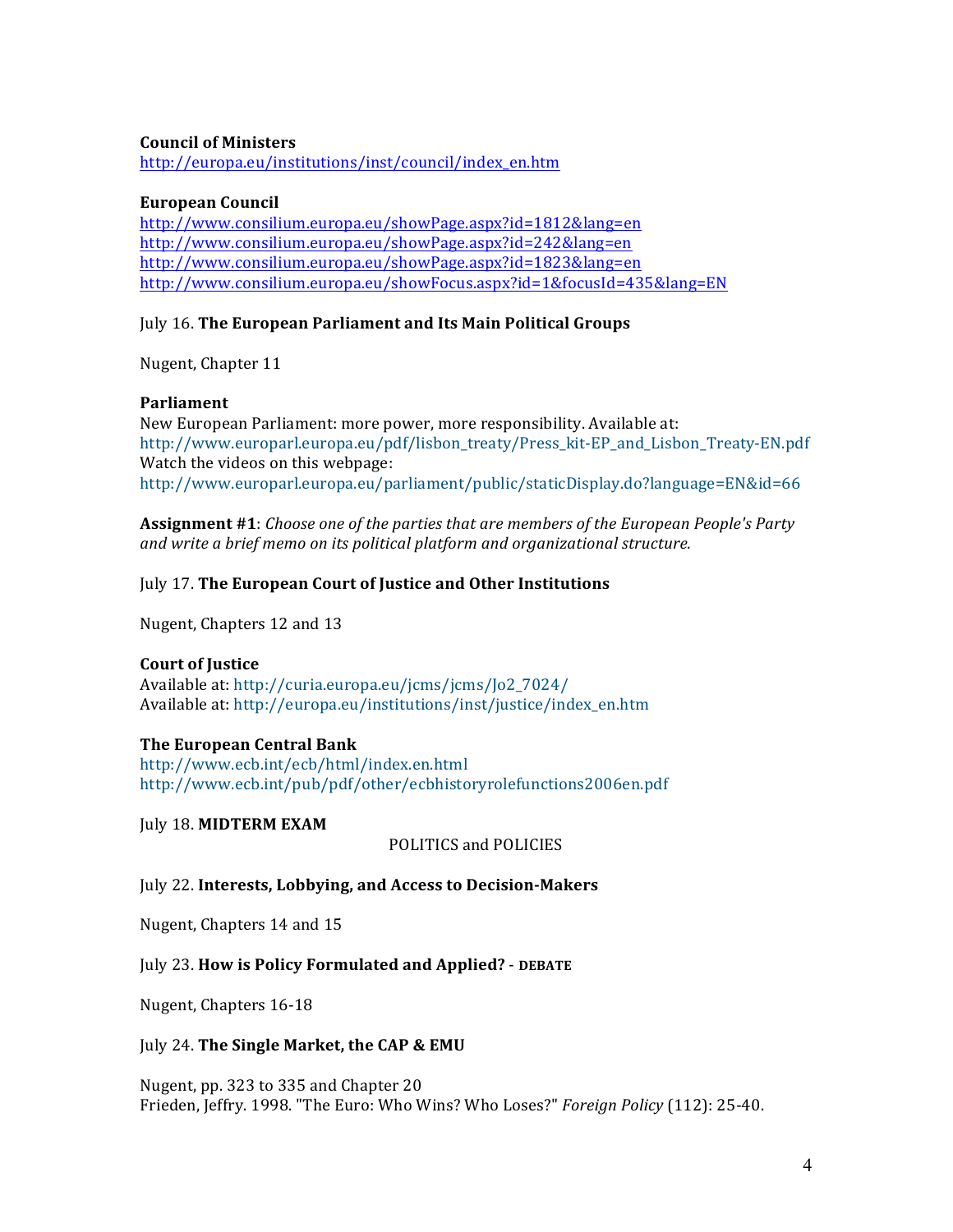**Council of Ministers**
http://europa.eu/institutions/inst/council/index_en.htm

**European Council**
http://www.consilium.europa.eu/showPage.aspx?id=1812&lang=en
http://www.consilium.europa.eu/showPage.aspx?id=242&lang=en
http://www.consilium.europa.eu/showPage.aspx?id=1823&lang=en
http://www.consilium.europa.eu/showFocus.aspx?id=1&focusId=435&lang=EN

July 16. **The European Parliament and Its Main Political Groups**

Nugent, Chapter 11

**Parliament**
New European Parliament: more power, more responsibility. Available at:
http://www.europarl.europa.eu/pdf/lisbon_treaty/Press_kit-EP_and_Lisbon_Treaty-EN.pdf
Watch the videos on this webpage:
http://www.europarl.europa.eu/parliament/public/staticDisplay.do?language=EN&id=66

**Assignment #1**: *Choose one of the parties that are members of the European People's Party and write a brief memo on its political platform and organizational structure.*

July 17. **The European Court of Justice and Other Institutions**

Nugent, Chapters 12 and 13

**Court of Justice**
Available at: http://curia.europa.eu/jcms/jcms/Jo2_7024/
Available at: http://europa.eu/institutions/inst/justice/index_en.htm

**The European Central Bank**
http://www.ecb.int/ecb/html/index.en.html
http://www.ecb.int/pub/pdf/other/ecbhistoryrolefunctions2006en.pdf

July 18. **MIDTERM EXAM**

POLITICS and POLICIES

July 22. **Interests, Lobbying, and Access to Decision-Makers**

Nugent, Chapters 14 and 15

July 23. **How is Policy Formulated and Applied?** - **DEBATE**

Nugent, Chapters 16-18

July 24. **The Single Market, the CAP & EMU**

Nugent, pp. 323 to 335 and Chapter 20
Frieden, Jeffry. 1998. "The Euro: Who Wins? Who Loses?" *Foreign Policy* (112): 25-40.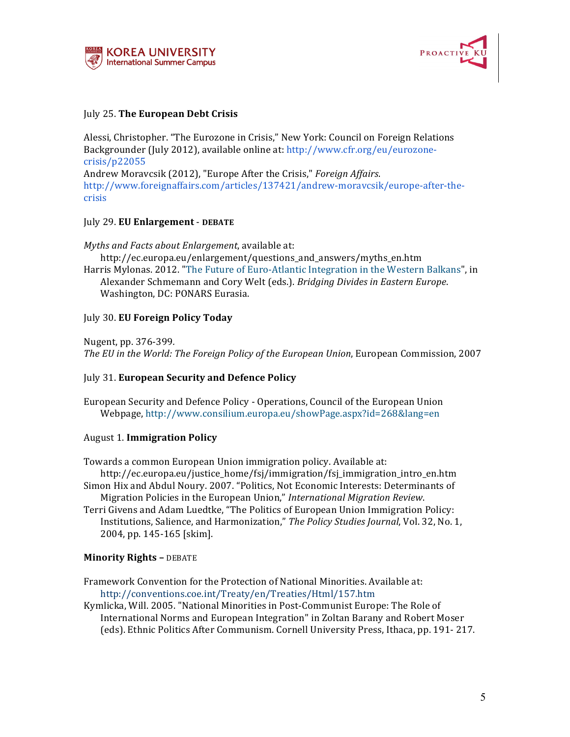July 25. **The European Debt Crisis**

Alessi, Christopher. "The Eurozone in Crisis," New York: Council on Foreign Relations Backgrounder (July 2012), available online at: http://www.cfr.org/eu/eurozone-crisis/p22055

Andrew Moravcsik (2012), "Europe After the Crisis," *Foreign Affairs*. http://www.foreignaffairs.com/articles/137421/andrew-moravcsik/europe-after-the-crisis

July 29. **EU Enlargement** - **DEBATE**

*Myths and Facts about Enlargement*, available at: http://ec.europa.eu/enlargement/questions_and_answers/myths_en.htm

Harris Mylonas. 2012. "The Future of Euro-Atlantic Integration in the Western Balkans", in Alexander Schmemann and Cory Welt (eds.). *Bridging Divides in Eastern Europe*. Washington, DC: PONARS Eurasia.

July 30. **EU Foreign Policy Today**

Nugent, pp. 376-399.

*The EU in the World: The Foreign Policy of the European Union*, European Commission, 2007

July 31. **European Security and Defence Policy**

European Security and Defence Policy - Operations, Council of the European Union Webpage, http://www.consilium.europa.eu/showPage.aspx?id=268&lang=en

August 1. **Immigration Policy**

Towards a common European Union immigration policy. Available at: http://ec.europa.eu/justice_home/fsj/immigration/fsj_immigration_intro_en.htm

Simon Hix and Abdul Noury. 2007. "Politics, Not Economic Interests: Determinants of Migration Policies in the European Union," *International Migration Review*.

Terri Givens and Adam Luedtke, "The Politics of European Union Immigration Policy: Institutions, Salience, and Harmonization," *The Policy Studies Journal*, Vol. 32, No. 1, 2004, pp. 145-165 [skim].

**Minority Rights –** DEBATE

Framework Convention for the Protection of National Minorities. Available at: http://conventions.coe.int/Treaty/en/Treaties/Html/157.htm

Kymlicka, Will. 2005. "National Minorities in Post-Communist Europe: The Role of International Norms and European Integration" in Zoltan Barany and Robert Moser (eds). Ethnic Politics After Communism. Cornell University Press, Ithaca, pp. 191- 217.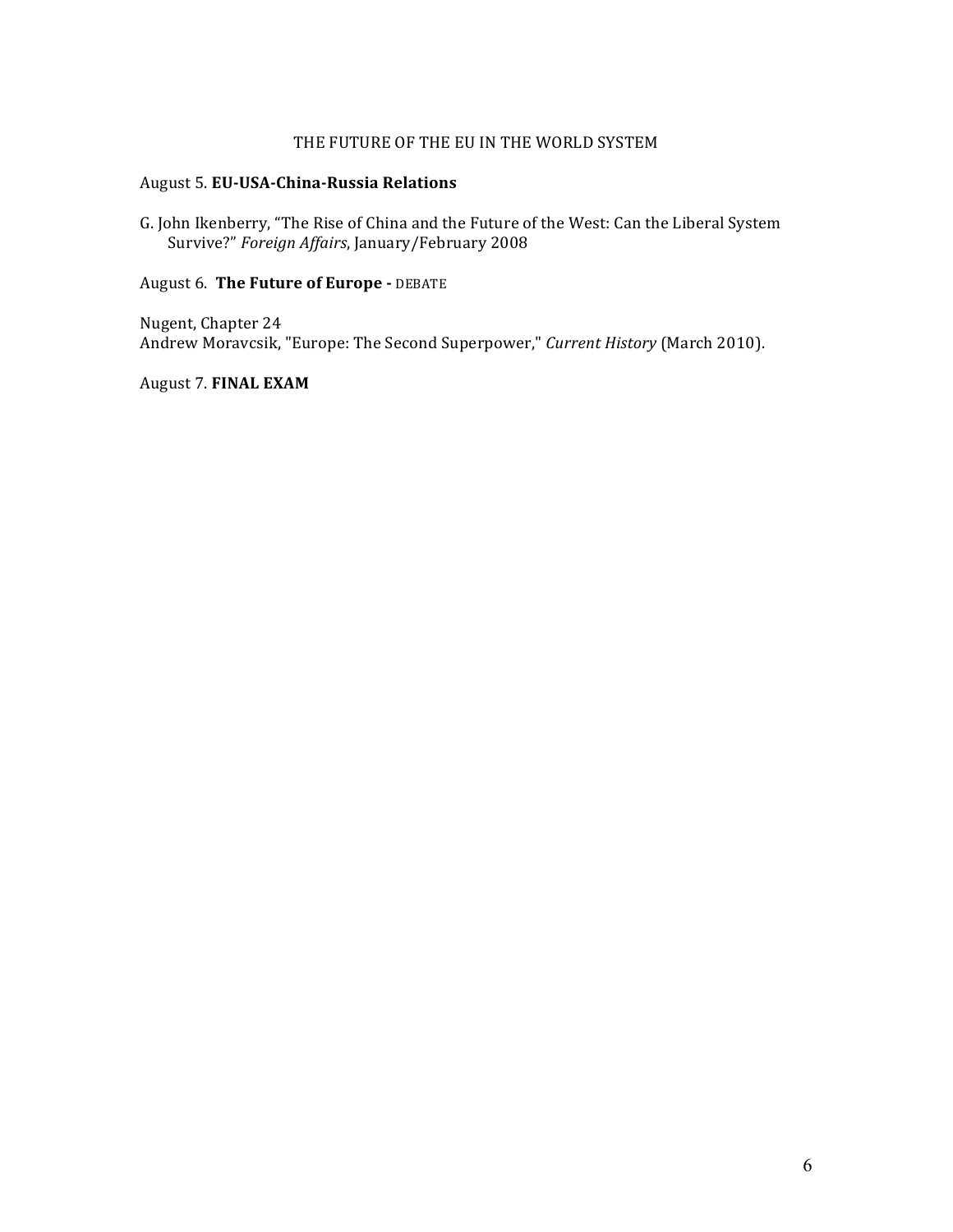## THE FUTURE OF THE EU IN THE WORLD SYSTEM

August 5. **EU-USA-China-Russia Relations**

G. John Ikenberry, "The Rise of China and the Future of the West: Can the Liberal System Survive?" *Foreign Affairs*, January/February 2008

August 6. **The Future of Europe -** DEBATE

Nugent, Chapter 24
Andrew Moravcsik, "Europe: The Second Superpower," *Current History* (March 2010).

August 7. **FINAL EXAM**